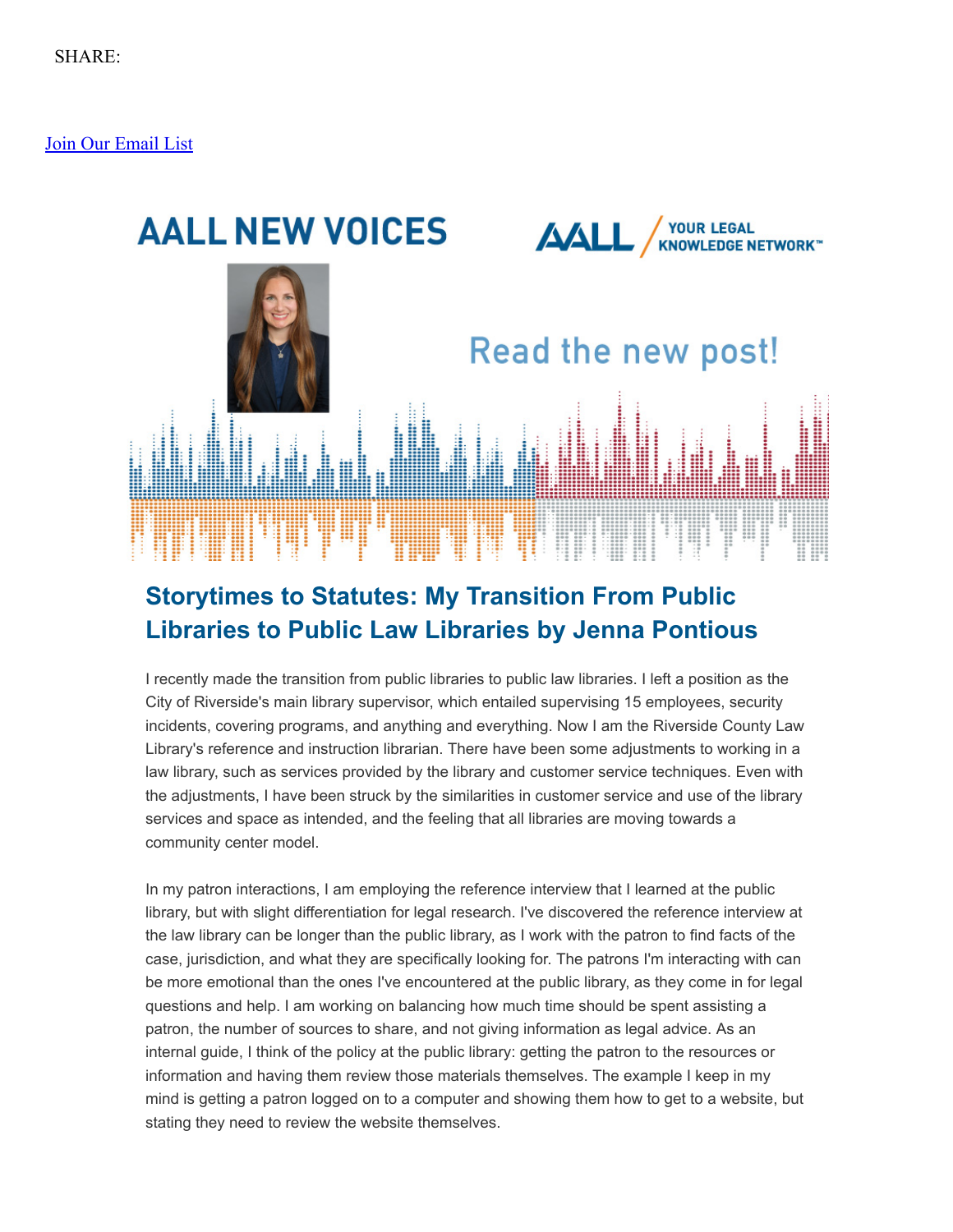SHARE:

[Join Our Email List]

AALL NEW VOICES

AALL / YOUR LEGAL KNOWLEDGE NETWORK™

Read the new post!

## Storytimes to Statutes: My Transition From Public Libraries to Public Law Libraries by Jenna Pontious

I recently made the transition from public libraries to public law libraries. I left a position as the City of Riverside's main library supervisor, which entailed supervising 15 employees, security incidents, covering programs, and anything and everything. Now I am the Riverside County Law Library's reference and instruction librarian. There have been some adjustments to working in a law library, such as services provided by the library and customer service techniques. Even with the adjustments, I have been struck by the similarities in customer service and use of the library services and space as intended, and the feeling that all libraries are moving towards a community center model.

In my patron interactions, I am employing the reference interview that I learned at the public library, but with slight differentiation for legal research. I've discovered the reference interview at the law library can be longer than the public library, as I work with the patron to find facts of the case, jurisdiction, and what they are specifically looking for. The patrons I'm interacting with can be more emotional than the ones I've encountered at the public library, as they come in for legal questions and help. I am working on balancing how much time should be spent assisting a patron, the number of sources to share, and not giving information as legal advice. As an internal guide, I think of the policy at the public library: getting the patron to the resources or information and having them review those materials themselves. The example I keep in my mind is getting a patron logged on to a computer and showing them how to get to a website, but stating they need to review the website themselves.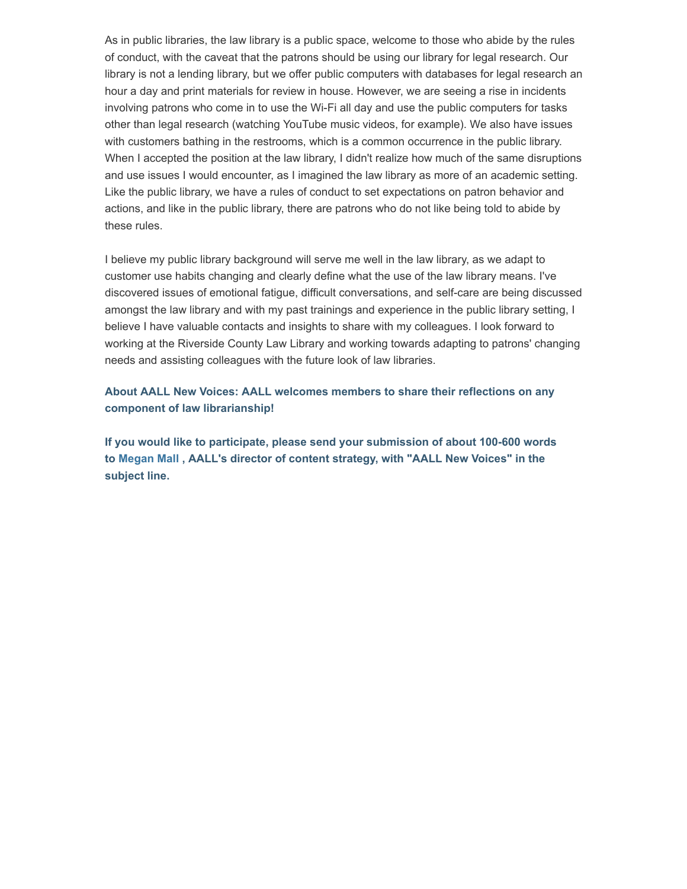As in public libraries, the law library is a public space, welcome to those who abide by the rules of conduct, with the caveat that the patrons should be using our library for legal research. Our library is not a lending library, but we offer public computers with databases for legal research an hour a day and print materials for review in house. However, we are seeing a rise in incidents involving patrons who come in to use the Wi-Fi all day and use the public computers for tasks other than legal research (watching YouTube music videos, for example). We also have issues with customers bathing in the restrooms, which is a common occurrence in the public library. When I accepted the position at the law library, I didn't realize how much of the same disruptions and use issues I would encounter, as I imagined the law library as more of an academic setting. Like the public library, we have a rules of conduct to set expectations on patron behavior and actions, and like in the public library, there are patrons who do not like being told to abide by these rules.

I believe my public library background will serve me well in the law library, as we adapt to customer use habits changing and clearly define what the use of the law library means. I've discovered issues of emotional fatigue, difficult conversations, and self-care are being discussed amongst the law library and with my past trainings and experience in the public library setting, I believe I have valuable contacts and insights to share with my colleagues. I look forward to working at the Riverside County Law Library and working towards adapting to patrons' changing needs and assisting colleagues with the future look of law libraries.

**About AALL New Voices: AALL welcomes members to share their reflections on any component of law librarianship!**

**If you would like to participate, please send your submission of about 100-600 words to Megan Mall , AALL's director of content strategy, with "AALL New Voices" in the subject line.**